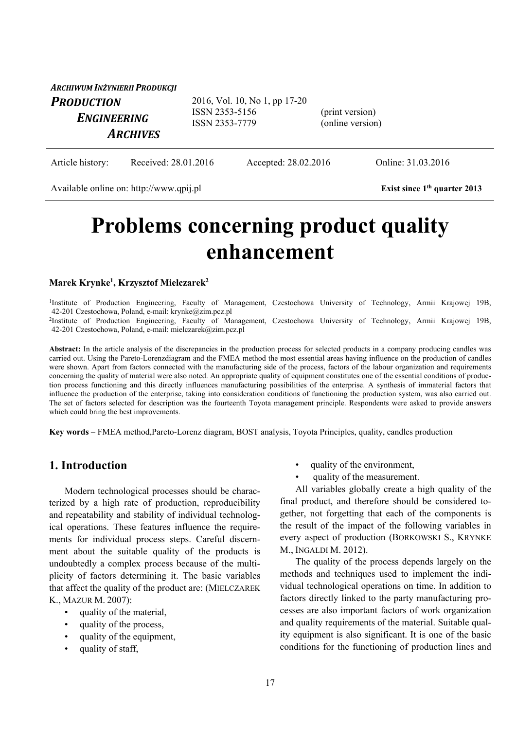*ARCHIWUM INŻYNIERII PRODUKCJI*

***PRODUCTION ENGINEERING ARCHIVES***

2016, Vol. 10, No 1, pp 17-20
ISSN 2353-5156 (print version)
ISSN 2353-7779 (online version)

Article history: Received: 28.01.2016 Accepted: 28.02.2016 Online: 31.03.2016

Available online on: http://www.qpij.pl **Exist since 1th quarter 2013**

# Problems concerning product quality enhancement

**Marek Krynke[1], Krzysztof Mielczarek[2]**

[1]Institute of Production Engineering, Faculty of Management, Czestochowa University of Technology, Armii Krajowej 19B, 42-201 Czestochowa, Poland, e-mail: krynke@zim.pcz.pl
[2]Institute of Production Engineering, Faculty of Management, Czestochowa University of Technology, Armii Krajowej 19B, 42-201 Czestochowa, Poland, e-mail: mielczarek@zim.pcz.pl

**Abstract:** In the article analysis of the discrepancies in the production process for selected products in a company producing candles was carried out. Using the Pareto-Lorenzdiagram and the FMEA method the most essential areas having influence on the production of candles were shown. Apart from factors connected with the manufacturing side of the process, factors of the labour organization and requirements concerning the quality of material were also noted. An appropriate quality of equipment constitutes one of the essential conditions of production process functioning and this directly influences manufacturing possibilities of the enterprise. A synthesis of immaterial factors that influence the production of the enterprise, taking into consideration conditions of functioning the production system, was also carried out. The set of factors selected for description was the fourteenth Toyota management principle. Respondents were asked to provide answers which could bring the best improvements.

**Key words** – FMEA method,Pareto-Lorenz diagram, BOST analysis, Toyota Principles, quality, candles production

## 1. Introduction

Modern technological processes should be characterized by a high rate of production, reproducibility and repeatability and stability of individual technological operations. These features influence the requirements for individual process steps. Careful discernment about the suitable quality of the products is undoubtedly a complex process because of the multiplicity of factors determining it. The basic variables that affect the quality of the product are: (MIELCZAREK K., MAZUR M. 2007):

- quality of the material,
- quality of the process,
- quality of the equipment,
- quality of staff,
- quality of the environment,
- quality of the measurement.

All variables globally create a high quality of the final product, and therefore should be considered together, not forgetting that each of the components is the result of the impact of the following variables in every aspect of production (BORKOWSKI S., KRYNKE M., INGALDI M. 2012).

The quality of the process depends largely on the methods and techniques used to implement the individual technological operations on time. In addition to factors directly linked to the party manufacturing processes are also important factors of work organization and quality requirements of the material. Suitable quality equipment is also significant. It is one of the basic conditions for the functioning of production lines and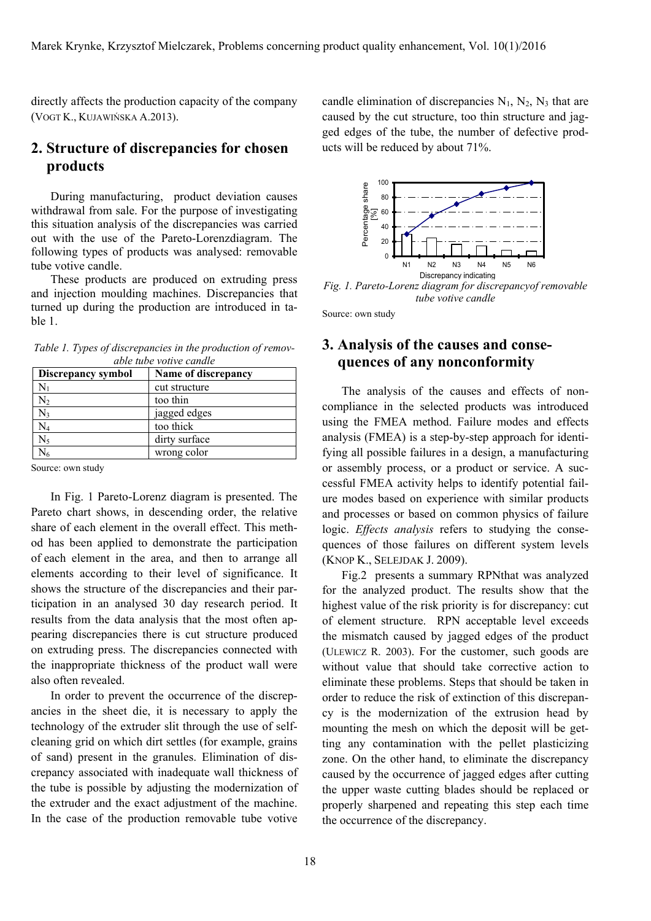directly affects the production capacity of the company (VOGT K., KUJAWIŃSKA A.2013).

## 2. Structure of discrepancies for chosen products

During manufacturing, product deviation causes withdrawal from sale. For the purpose of investigating this situation analysis of the discrepancies was carried out with the use of the Pareto-Lorenzdiagram. The following types of products was analysed: removable tube votive candle.

These products are produced on extruding press and injection moulding machines. Discrepancies that turned up during the production are introduced in table 1.

*Table 1. Types of discrepancies in the production of removable tube votive candle*

| Discrepancy symbol | Name of discrepancy |
|---|---|
| $N_1$ | cut structure |
| $N_2$ | too thin |
| $N_3$ | jagged edges |
| $N_4$ | too thick |
| $N_5$ | dirty surface |
| $N_6$ | wrong color |

Source: own study

In Fig. 1 Pareto-Lorenz diagram is presented. The Pareto chart shows, in descending order, the relative share of each element in the overall effect. This method has been applied to demonstrate the participation of each element in the area, and then to arrange all elements according to their level of significance. It shows the structure of the discrepancies and their participation in an analysed 30 day research period. It results from the data analysis that the most often appearing discrepancies there is cut structure produced on extruding press. The discrepancies connected with the inappropriate thickness of the product wall were also often revealed.

In order to prevent the occurrence of the discrepancies in the sheet die, it is necessary to apply the technology of the extruder slit through the use of self-cleaning grid on which dirt settles (for example, grains of sand) present in the granules. Elimination of discrepancy associated with inadequate wall thickness of the tube is possible by adjusting the modernization of the extruder and the exact adjustment of the machine. In the case of the production removable tube votive candle elimination of discrepancies $N_1$, $N_2$, $N_3$ that are caused by the cut structure, too thin structure and jagged edges of the tube, the number of defective products will be reduced by about 71%.

*Fig. 1. Pareto-Lorenz diagram for discrepancyof removable tube votive candle*

Source: own study

## 3. Analysis of the causes and consequences of any nonconformity

The analysis of the causes and effects of noncompliance in the selected products was introduced using the FMEA method. Failure modes and effects analysis (FMEA) is a step-by-step approach for identifying all possible failures in a design, a manufacturing or assembly process, or a product or service. A successful FMEA activity helps to identify potential failure modes based on experience with similar products and processes or based on common physics of failure logic. *Effects analysis* refers to studying the consequences of those failures on different system levels (KNOP K., SELEJDAK J. 2009).

Fig.2 presents a summary RPNthat was analyzed for the analyzed product. The results show that the highest value of the risk priority is for discrepancy: cut of element structure. RPN acceptable level exceeds the mismatch caused by jagged edges of the product (ULEWICZ R. 2003). For the customer, such goods are without value that should take corrective action to eliminate these problems. Steps that should be taken in order to reduce the risk of extinction of this discrepancy is the modernization of the extrusion head by mounting the mesh on which the deposit will be getting any contamination with the pellet plasticizing zone. On the other hand, to eliminate the discrepancy caused by the occurrence of jagged edges after cutting the upper waste cutting blades should be replaced or properly sharpened and repeating this step each time the occurrence of the discrepancy.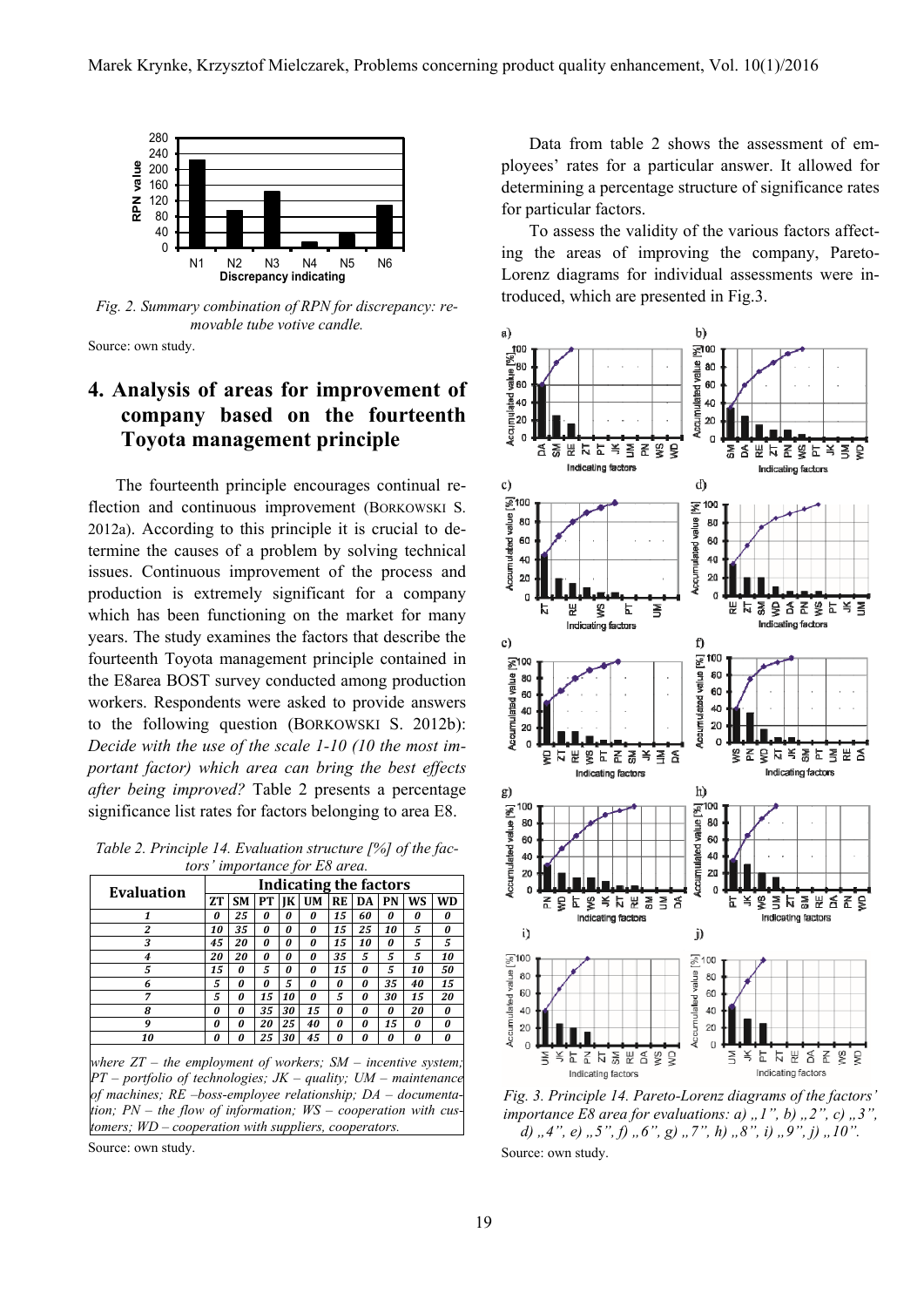Fig. 2. Summary combination of RPN for discrepancy: removable tube votive candle.

Source: own study.

## 4. Analysis of areas for improvement of company based on the fourteenth Toyota management principle

The fourteenth principle encourages continual reflection and continuous improvement (BORKOWSKI S. 2012a). According to this principle it is crucial to determine the causes of a problem by solving technical issues. Continuous improvement of the process and production is extremely significant for a company which has been functioning on the market for many years. The study examines the factors that describe the fourteenth Toyota management principle contained in the E8area BOST survey conducted among production workers. Respondents were asked to provide answers to the following question (BORKOWSKI S. 2012b): *Decide with the use of the scale 1-10 (10 the most important factor) which area can bring the best effects after being improved?* Table 2 presents a percentage significance list rates for factors belonging to area E8.

*Table 2. Principle 14. Evaluation structure [%] of the factors' importance for E8 area.*

| Evaluation | Indicating the factors | | | | | | | | | |
|---|---|---|---|---|---|---|---|---|---|---|
| | ZT | SM | PT | JK | UM | RE | DA | PN | WS | WD |
| 1 | 0 | 25 | 0 | 0 | 0 | 15 | 60 | 0 | 0 | 0 |
| 2 | 10 | 35 | 0 | 0 | 0 | 15 | 25 | 10 | 5 | 0 |
| 3 | 45 | 20 | 0 | 0 | 0 | 15 | 10 | 0 | 5 | 5 |
| 4 | 20 | 20 | 0 | 0 | 0 | 35 | 5 | 5 | 5 | 10 |
| 5 | 15 | 0 | 5 | 0 | 0 | 15 | 0 | 5 | 10 | 50 |
| 6 | 5 | 0 | 0 | 5 | 0 | 0 | 0 | 35 | 40 | 15 |
| 7 | 5 | 0 | 15 | 10 | 0 | 5 | 0 | 30 | 15 | 20 |
| 8 | 0 | 0 | 35 | 30 | 15 | 0 | 0 | 0 | 20 | 0 |
| 9 | 0 | 0 | 20 | 25 | 40 | 0 | 0 | 15 | 0 | 0 |
| 10 | 0 | 0 | 25 | 30 | 45 | 0 | 0 | 0 | 0 | 0 |

*where ZT – the employment of workers; SM – incentive system; PT – portfolio of technologies; JK – quality; UM – maintenance of machines; RE –boss-employee relationship; DA – documentation; PN – the flow of information; WS – cooperation with customers; WD – cooperation with suppliers, cooperators.*

Source: own study.

Data from table 2 shows the assessment of employees' rates for a particular answer. It allowed for determining a percentage structure of significance rates for particular factors.

To assess the validity of the various factors affecting the areas of improving the company, Pareto-Lorenz diagrams for individual assessments were introduced, which are presented in Fig.3.

*Fig. 3. Principle 14. Pareto-Lorenz diagrams of the factors' importance E8 area for evaluations: a) „1", b) „2", c) „3", d) „4", e) „5", f) „6", g) „7", h) „8", i) „9", j) „10".*

Source: own study.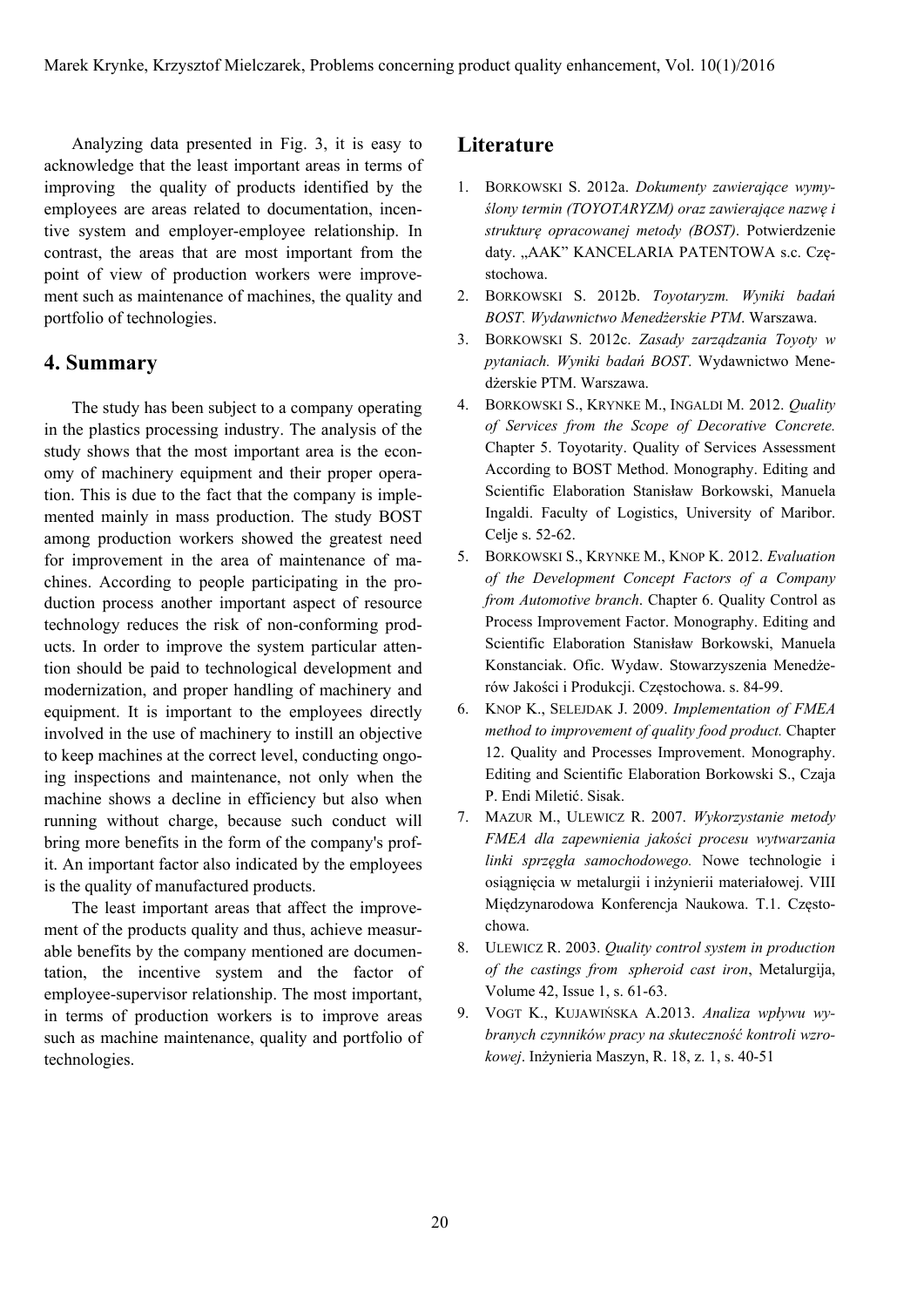Analyzing data presented in Fig. 3, it is easy to acknowledge that the least important areas in terms of improving the quality of products identified by the employees are areas related to documentation, incentive system and employer-employee relationship. In contrast, the areas that are most important from the point of view of production workers were improvement such as maintenance of machines, the quality and portfolio of technologies.

## 4. Summary

The study has been subject to a company operating in the plastics processing industry. The analysis of the study shows that the most important area is the economy of machinery equipment and their proper operation. This is due to the fact that the company is implemented mainly in mass production. The study BOST among production workers showed the greatest need for improvement in the area of maintenance of machines. According to people participating in the production process another important aspect of resource technology reduces the risk of non-conforming products. In order to improve the system particular attention should be paid to technological development and modernization, and proper handling of machinery and equipment. It is important to the employees directly involved in the use of machinery to instill an objective to keep machines at the correct level, conducting ongoing inspections and maintenance, not only when the machine shows a decline in efficiency but also when running without charge, because such conduct will bring more benefits in the form of the company's profit. An important factor also indicated by the employees is the quality of manufactured products.

The least important areas that affect the improvement of the products quality and thus, achieve measurable benefits by the company mentioned are documentation, the incentive system and the factor of employee-supervisor relationship. The most important, in terms of production workers is to improve areas such as machine maintenance, quality and portfolio of technologies.

## Literature

1. Borkowski S. 2012a. *Dokumenty zawierające wymyślony termin (TOYOTARYZM) oraz zawierające nazwę i strukturę opracowanej metody (BOST)*. Potwierdzenie daty. „AAK" KANCELARIA PATENTOWA s.c. Częstochowa.
2. Borkowski S. 2012b. *Toyotaryzm. Wyniki badań BOST. Wydawnictwo Menedżerskie PTM*. Warszawa.
3. Borkowski S. 2012c. *Zasady zarządzania Toyoty w pytaniach. Wyniki badań BOST*. Wydawnictwo Menedżerskie PTM. Warszawa.
4. Borkowski S., Krynke M., Ingaldi M. 2012. *Quality of Services from the Scope of Decorative Concrete.* Chapter 5. Toyotarity. Quality of Services Assessment According to BOST Method. Monography. Editing and Scientific Elaboration Stanisław Borkowski, Manuela Ingaldi. Faculty of Logistics, University of Maribor. Celje s. 52-62.
5. Borkowski S., Krynke M., Knop K. 2012. *Evaluation of the Development Concept Factors of a Company from Automotive branch*. Chapter 6. Quality Control as Process Improvement Factor. Monography. Editing and Scientific Elaboration Stanisław Borkowski, Manuela Konstanciak. Ofic. Wydaw. Stowarzyszenia Menedżerów Jakości i Produkcji. Częstochowa. s. 84-99.
6. Knop K., Selejdak J. 2009. *Implementation of FMEA method to improvement of quality food product.* Chapter 12. Quality and Processes Improvement. Monography. Editing and Scientific Elaboration Borkowski S., Czaja P. Endi Miletić. Sisak.
7. Mazur M., Ulewicz R. 2007. *Wykorzystanie metody FMEA dla zapewnienia jakości procesu wytwarzania linki sprzęgła samochodowego.* Nowe technologie i osiągnięcia w metalurgii i inżynierii materiałowej. VIII Międzynarodowa Konferencja Naukowa. T.1. Częstochowa.
8. Ulewicz R. 2003. *Quality control system in production of the castings from spheroid cast iron*, Metalurgija, Volume 42, Issue 1, s. 61-63.
9. Vogt K., Kujawińska A.2013. *Analiza wpływu wybranych czynników pracy na skuteczność kontroli wzrokowej*. Inżynieria Maszyn, R. 18, z. 1, s. 40-51